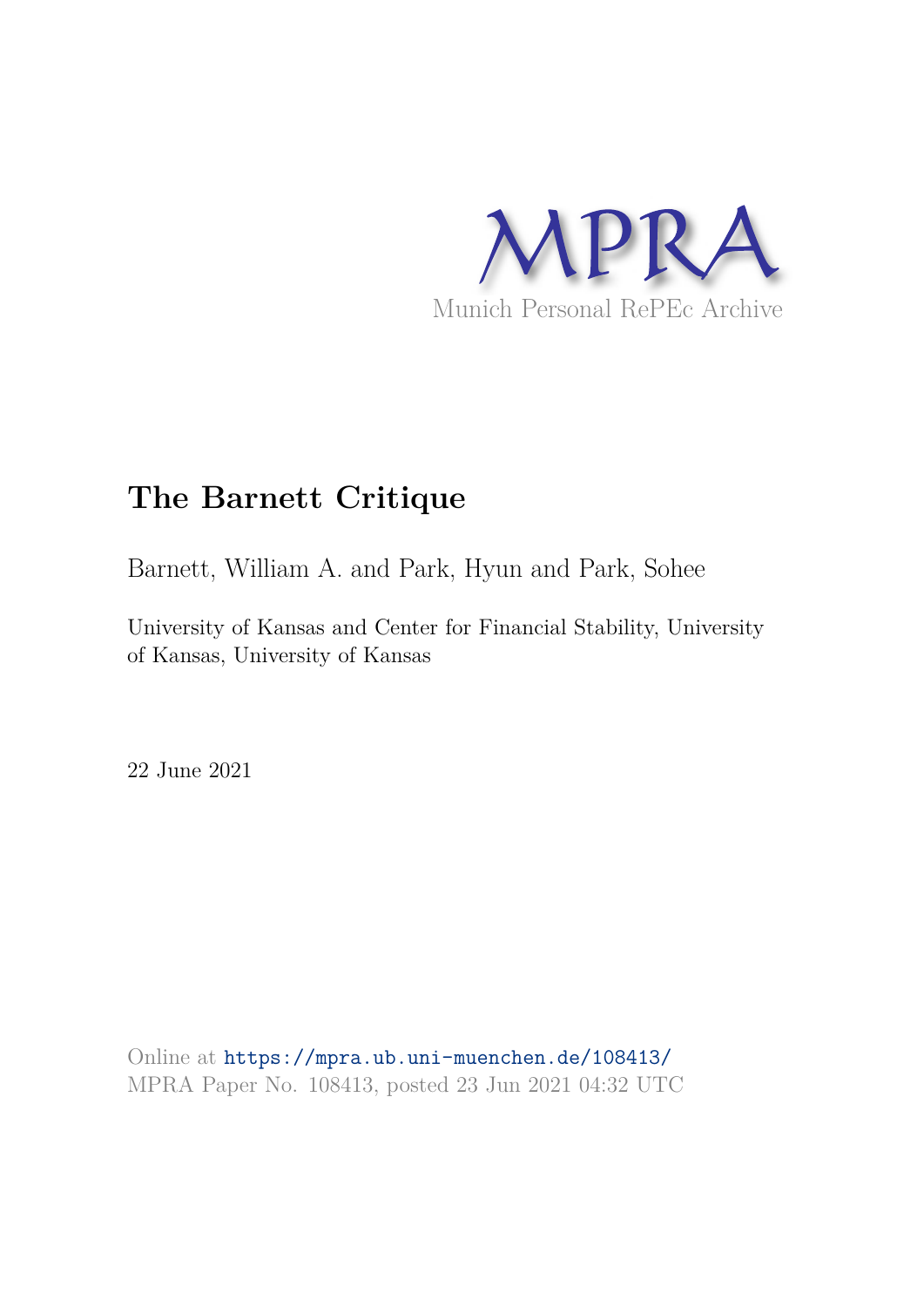MPRA

Munich Personal RePEc Archive

# The Barnett Critique

Barnett, William A. and Park, Hyun and Park, Sohee

University of Kansas and Center for Financial Stability, University of Kansas, University of Kansas

22 June 2021

Online at https://mpra.ub.uni-muenchen.de/108413/
MPRA Paper No. 108413, posted 23 Jun 2021 04:32 UTC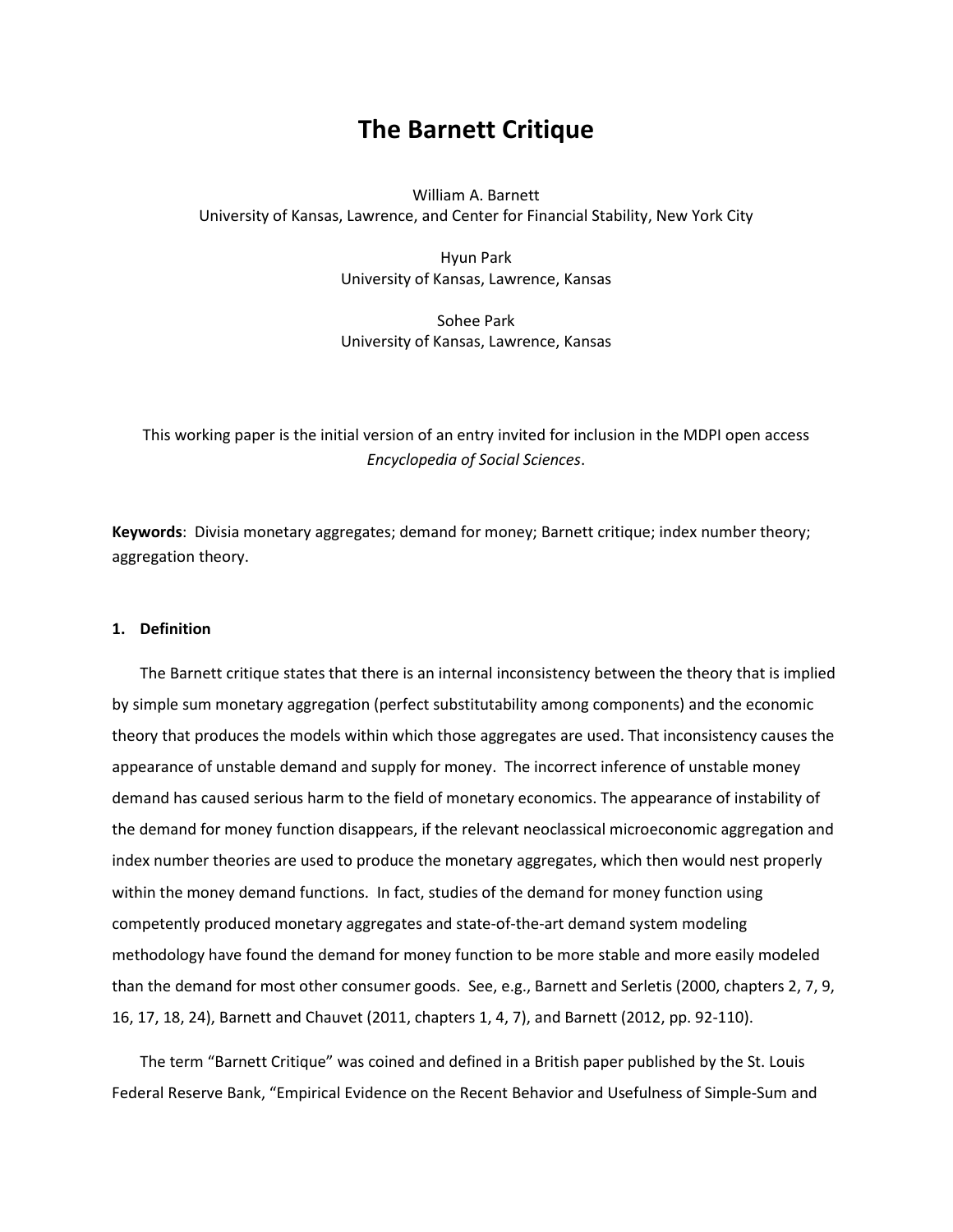# The Barnett Critique

William A. Barnett
University of Kansas, Lawrence, and Center for Financial Stability, New York City

Hyun Park
University of Kansas, Lawrence, Kansas

Sohee Park
University of Kansas, Lawrence, Kansas

This working paper is the initial version of an entry invited for inclusion in the MDPI open access *Encyclopedia of Social Sciences*.

**Keywords**: Divisia monetary aggregates; demand for money; Barnett critique; index number theory; aggregation theory.

## 1. Definition

The Barnett critique states that there is an internal inconsistency between the theory that is implied by simple sum monetary aggregation (perfect substitutability among components) and the economic theory that produces the models within which those aggregates are used. That inconsistency causes the appearance of unstable demand and supply for money. The incorrect inference of unstable money demand has caused serious harm to the field of monetary economics. The appearance of instability of the demand for money function disappears, if the relevant neoclassical microeconomic aggregation and index number theories are used to produce the monetary aggregates, which then would nest properly within the money demand functions. In fact, studies of the demand for money function using competently produced monetary aggregates and state-of-the-art demand system modeling methodology have found the demand for money function to be more stable and more easily modeled than the demand for most other consumer goods. See, e.g., Barnett and Serletis (2000, chapters 2, 7, 9, 16, 17, 18, 24), Barnett and Chauvet (2011, chapters 1, 4, 7), and Barnett (2012, pp. 92-110).

The term "Barnett Critique" was coined and defined in a British paper published by the St. Louis Federal Reserve Bank, "Empirical Evidence on the Recent Behavior and Usefulness of Simple-Sum and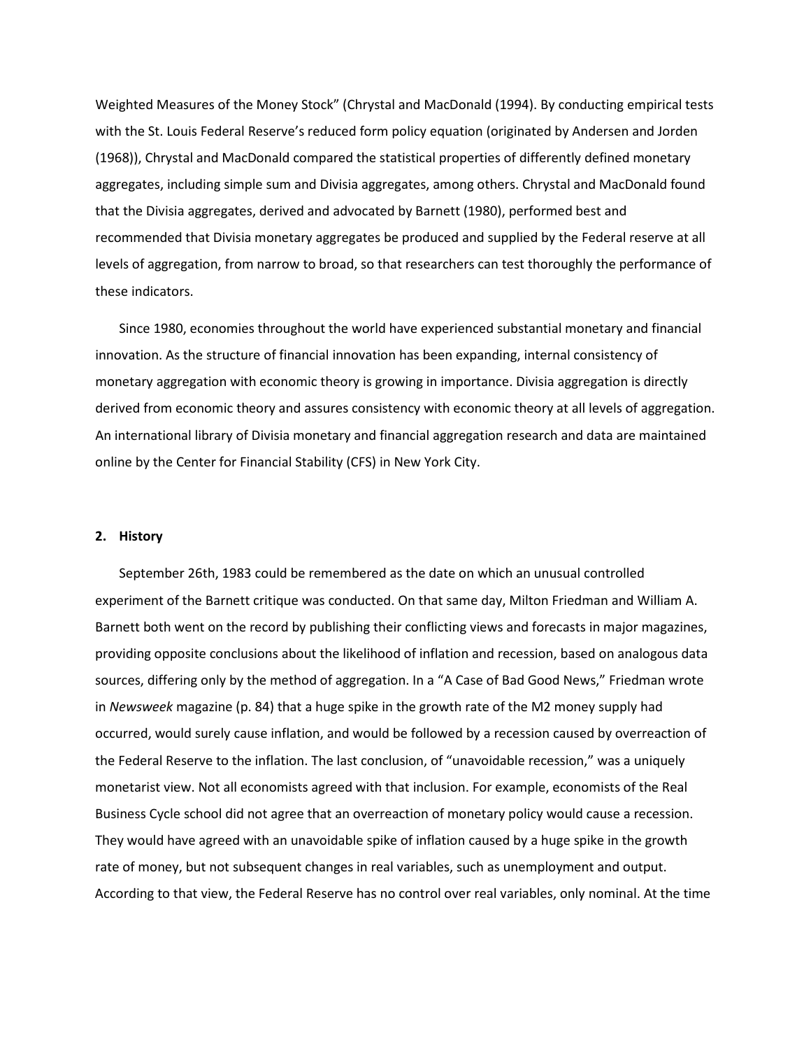Weighted Measures of the Money Stock" (Chrystal and MacDonald (1994). By conducting empirical tests with the St. Louis Federal Reserve's reduced form policy equation (originated by Andersen and Jorden (1968)), Chrystal and MacDonald compared the statistical properties of differently defined monetary aggregates, including simple sum and Divisia aggregates, among others. Chrystal and MacDonald found that the Divisia aggregates, derived and advocated by Barnett (1980), performed best and recommended that Divisia monetary aggregates be produced and supplied by the Federal reserve at all levels of aggregation, from narrow to broad, so that researchers can test thoroughly the performance of these indicators.

Since 1980, economies throughout the world have experienced substantial monetary and financial innovation. As the structure of financial innovation has been expanding, internal consistency of monetary aggregation with economic theory is growing in importance. Divisia aggregation is directly derived from economic theory and assures consistency with economic theory at all levels of aggregation. An international library of Divisia monetary and financial aggregation research and data are maintained online by the Center for Financial Stability (CFS) in New York City.

## 2. History

September 26th, 1983 could be remembered as the date on which an unusual controlled experiment of the Barnett critique was conducted. On that same day, Milton Friedman and William A. Barnett both went on the record by publishing their conflicting views and forecasts in major magazines, providing opposite conclusions about the likelihood of inflation and recession, based on analogous data sources, differing only by the method of aggregation. In a "A Case of Bad Good News," Friedman wrote in *Newsweek* magazine (p. 84) that a huge spike in the growth rate of the M2 money supply had occurred, would surely cause inflation, and would be followed by a recession caused by overreaction of the Federal Reserve to the inflation. The last conclusion, of "unavoidable recession," was a uniquely monetarist view. Not all economists agreed with that inclusion. For example, economists of the Real Business Cycle school did not agree that an overreaction of monetary policy would cause a recession. They would have agreed with an unavoidable spike of inflation caused by a huge spike in the growth rate of money, but not subsequent changes in real variables, such as unemployment and output. According to that view, the Federal Reserve has no control over real variables, only nominal. At the time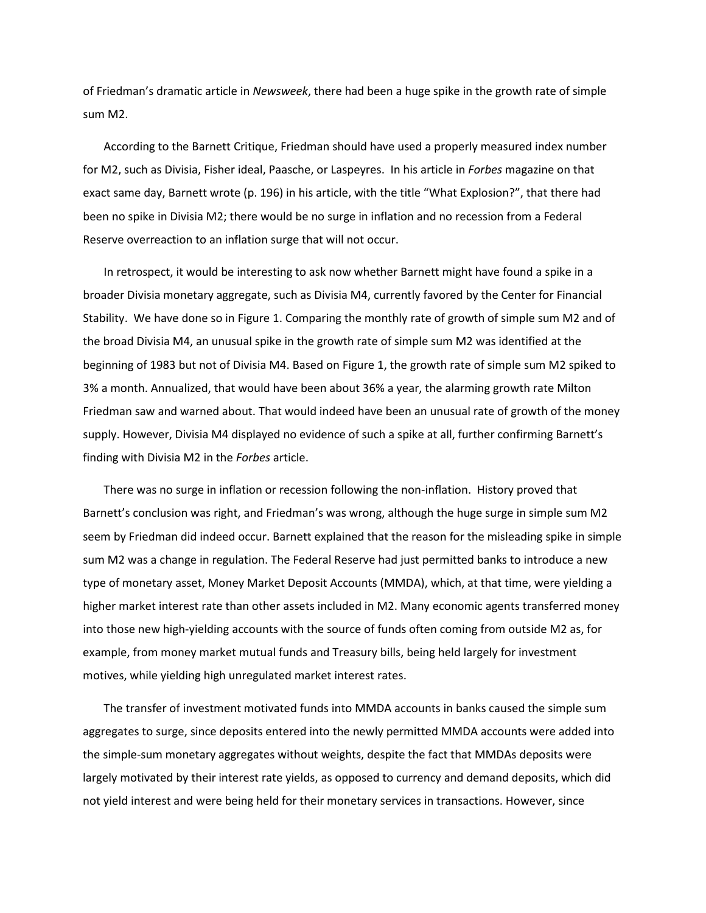of Friedman's dramatic article in *Newsweek*, there had been a huge spike in the growth rate of simple sum M2.

According to the Barnett Critique, Friedman should have used a properly measured index number for M2, such as Divisia, Fisher ideal, Paasche, or Laspeyres. In his article in *Forbes* magazine on that exact same day, Barnett wrote (p. 196) in his article, with the title "What Explosion?", that there had been no spike in Divisia M2; there would be no surge in inflation and no recession from a Federal Reserve overreaction to an inflation surge that will not occur.

In retrospect, it would be interesting to ask now whether Barnett might have found a spike in a broader Divisia monetary aggregate, such as Divisia M4, currently favored by the Center for Financial Stability. We have done so in Figure 1. Comparing the monthly rate of growth of simple sum M2 and of the broad Divisia M4, an unusual spike in the growth rate of simple sum M2 was identified at the beginning of 1983 but not of Divisia M4. Based on Figure 1, the growth rate of simple sum M2 spiked to 3% a month. Annualized, that would have been about 36% a year, the alarming growth rate Milton Friedman saw and warned about. That would indeed have been an unusual rate of growth of the money supply. However, Divisia M4 displayed no evidence of such a spike at all, further confirming Barnett's finding with Divisia M2 in the *Forbes* article.

There was no surge in inflation or recession following the non-inflation. History proved that Barnett's conclusion was right, and Friedman's was wrong, although the huge surge in simple sum M2 seem by Friedman did indeed occur. Barnett explained that the reason for the misleading spike in simple sum M2 was a change in regulation. The Federal Reserve had just permitted banks to introduce a new type of monetary asset, Money Market Deposit Accounts (MMDA), which, at that time, were yielding a higher market interest rate than other assets included in M2. Many economic agents transferred money into those new high-yielding accounts with the source of funds often coming from outside M2 as, for example, from money market mutual funds and Treasury bills, being held largely for investment motives, while yielding high unregulated market interest rates.

The transfer of investment motivated funds into MMDA accounts in banks caused the simple sum aggregates to surge, since deposits entered into the newly permitted MMDA accounts were added into the simple-sum monetary aggregates without weights, despite the fact that MMDAs deposits were largely motivated by their interest rate yields, as opposed to currency and demand deposits, which did not yield interest and were being held for their monetary services in transactions. However, since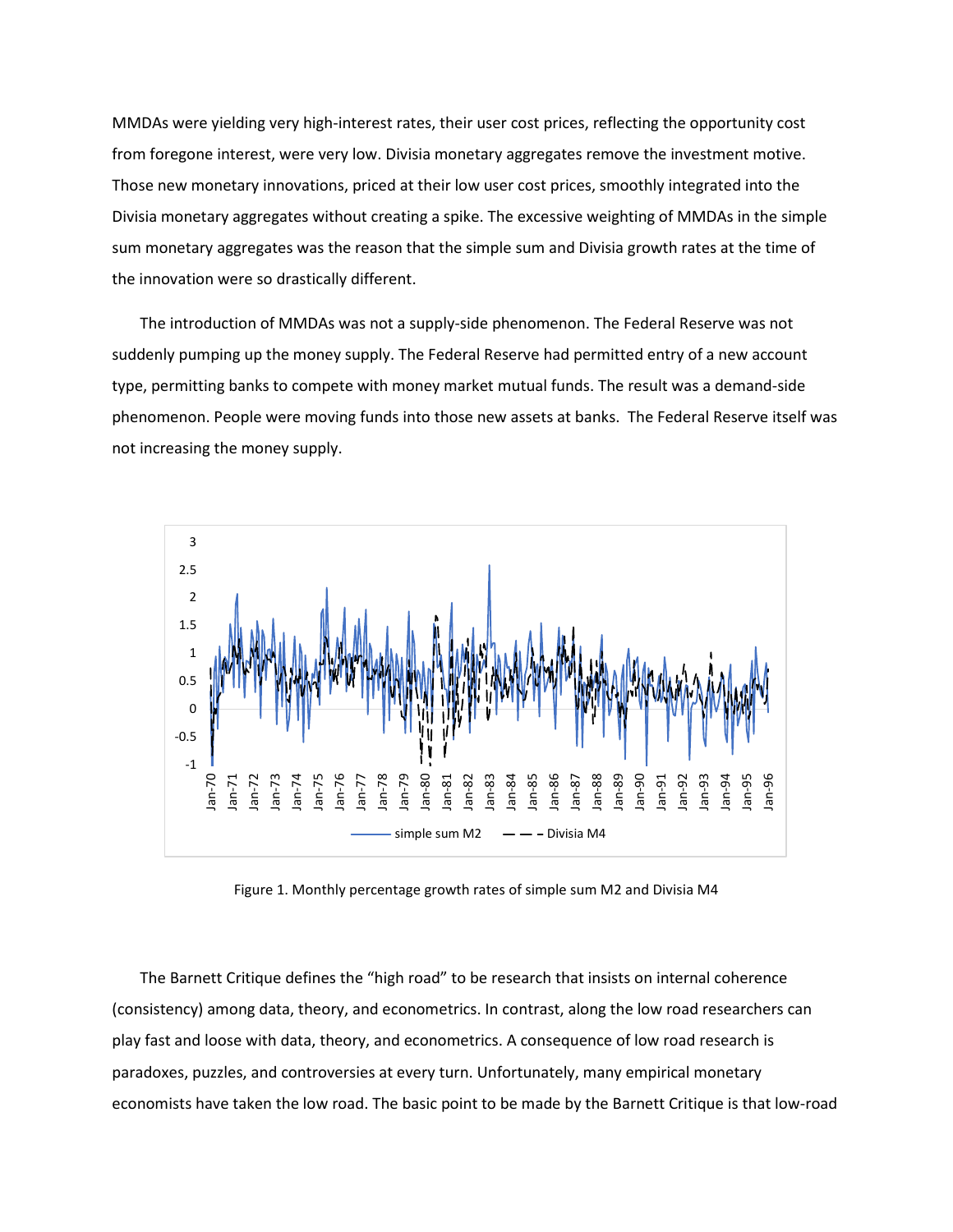MMDAs were yielding very high-interest rates, their user cost prices, reflecting the opportunity cost from foregone interest, were very low. Divisia monetary aggregates remove the investment motive. Those new monetary innovations, priced at their low user cost prices, smoothly integrated into the Divisia monetary aggregates without creating a spike. The excessive weighting of MMDAs in the simple sum monetary aggregates was the reason that the simple sum and Divisia growth rates at the time of the innovation were so drastically different.

The introduction of MMDAs was not a supply-side phenomenon. The Federal Reserve was not suddenly pumping up the money supply. The Federal Reserve had permitted entry of a new account type, permitting banks to compete with money market mutual funds. The result was a demand-side phenomenon. People were moving funds into those new assets at banks. The Federal Reserve itself was not increasing the money supply.

Figure 1. Monthly percentage growth rates of simple sum M2 and Divisia M4

The Barnett Critique defines the "high road" to be research that insists on internal coherence (consistency) among data, theory, and econometrics. In contrast, along the low road researchers can play fast and loose with data, theory, and econometrics. A consequence of low road research is paradoxes, puzzles, and controversies at every turn. Unfortunately, many empirical monetary economists have taken the low road. The basic point to be made by the Barnett Critique is that low-road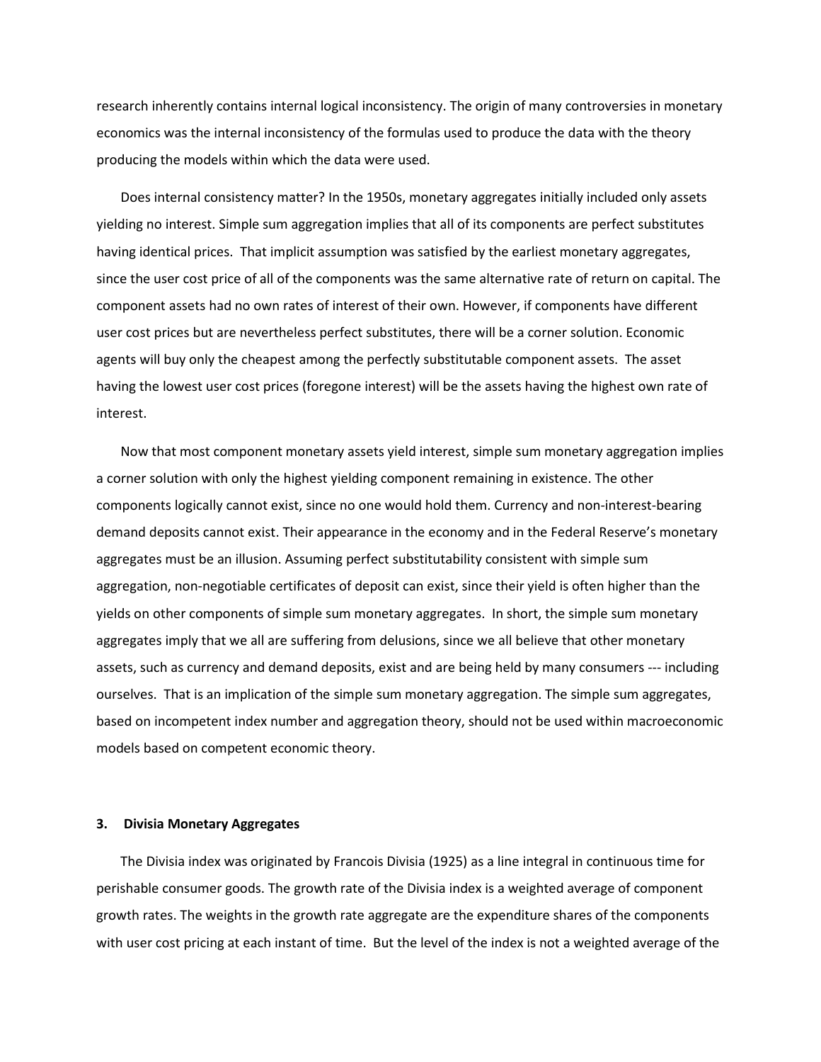research inherently contains internal logical inconsistency. The origin of many controversies in monetary economics was the internal inconsistency of the formulas used to produce the data with the theory producing the models within which the data were used.

Does internal consistency matter? In the 1950s, monetary aggregates initially included only assets yielding no interest. Simple sum aggregation implies that all of its components are perfect substitutes having identical prices. That implicit assumption was satisfied by the earliest monetary aggregates, since the user cost price of all of the components was the same alternative rate of return on capital. The component assets had no own rates of interest of their own. However, if components have different user cost prices but are nevertheless perfect substitutes, there will be a corner solution. Economic agents will buy only the cheapest among the perfectly substitutable component assets. The asset having the lowest user cost prices (foregone interest) will be the assets having the highest own rate of interest.

Now that most component monetary assets yield interest, simple sum monetary aggregation implies a corner solution with only the highest yielding component remaining in existence. The other components logically cannot exist, since no one would hold them. Currency and non-interest-bearing demand deposits cannot exist. Their appearance in the economy and in the Federal Reserve's monetary aggregates must be an illusion. Assuming perfect substitutability consistent with simple sum aggregation, non-negotiable certificates of deposit can exist, since their yield is often higher than the yields on other components of simple sum monetary aggregates. In short, the simple sum monetary aggregates imply that we all are suffering from delusions, since we all believe that other monetary assets, such as currency and demand deposits, exist and are being held by many consumers --- including ourselves. That is an implication of the simple sum monetary aggregation. The simple sum aggregates, based on incompetent index number and aggregation theory, should not be used within macroeconomic models based on competent economic theory.

## 3. Divisia Monetary Aggregates

The Divisia index was originated by Francois Divisia (1925) as a line integral in continuous time for perishable consumer goods. The growth rate of the Divisia index is a weighted average of component growth rates. The weights in the growth rate aggregate are the expenditure shares of the components with user cost pricing at each instant of time. But the level of the index is not a weighted average of the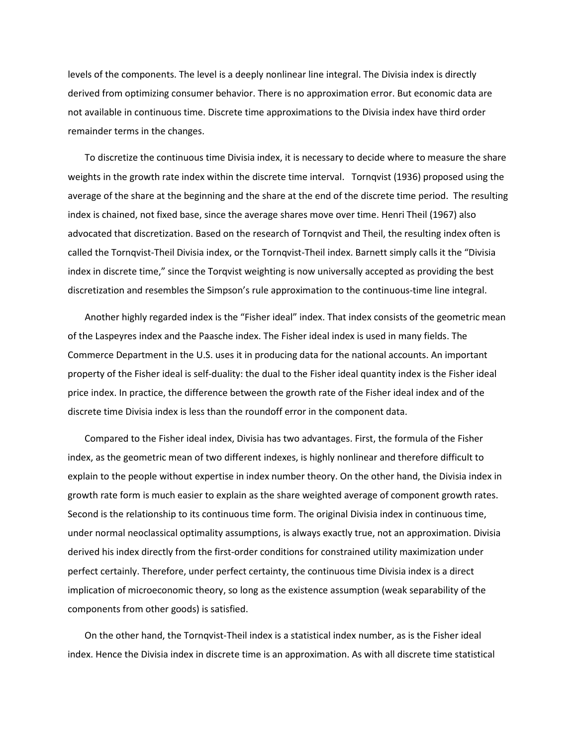levels of the components. The level is a deeply nonlinear line integral. The Divisia index is directly derived from optimizing consumer behavior. There is no approximation error. But economic data are not available in continuous time. Discrete time approximations to the Divisia index have third order remainder terms in the changes.

To discretize the continuous time Divisia index, it is necessary to decide where to measure the share weights in the growth rate index within the discrete time interval. Tornqvist (1936) proposed using the average of the share at the beginning and the share at the end of the discrete time period. The resulting index is chained, not fixed base, since the average shares move over time. Henri Theil (1967) also advocated that discretization. Based on the research of Tornqvist and Theil, the resulting index often is called the Tornqvist-Theil Divisia index, or the Tornqvist-Theil index. Barnett simply calls it the "Divisia index in discrete time," since the Torqvist weighting is now universally accepted as providing the best discretization and resembles the Simpson's rule approximation to the continuous-time line integral.

Another highly regarded index is the "Fisher ideal" index. That index consists of the geometric mean of the Laspeyres index and the Paasche index. The Fisher ideal index is used in many fields. The Commerce Department in the U.S. uses it in producing data for the national accounts. An important property of the Fisher ideal is self-duality: the dual to the Fisher ideal quantity index is the Fisher ideal price index. In practice, the difference between the growth rate of the Fisher ideal index and of the discrete time Divisia index is less than the roundoff error in the component data.

Compared to the Fisher ideal index, Divisia has two advantages. First, the formula of the Fisher index, as the geometric mean of two different indexes, is highly nonlinear and therefore difficult to explain to the people without expertise in index number theory. On the other hand, the Divisia index in growth rate form is much easier to explain as the share weighted average of component growth rates. Second is the relationship to its continuous time form. The original Divisia index in continuous time, under normal neoclassical optimality assumptions, is always exactly true, not an approximation. Divisia derived his index directly from the first-order conditions for constrained utility maximization under perfect certainly. Therefore, under perfect certainty, the continuous time Divisia index is a direct implication of microeconomic theory, so long as the existence assumption (weak separability of the components from other goods) is satisfied.

On the other hand, the Tornqvist-Theil index is a statistical index number, as is the Fisher ideal index. Hence the Divisia index in discrete time is an approximation. As with all discrete time statistical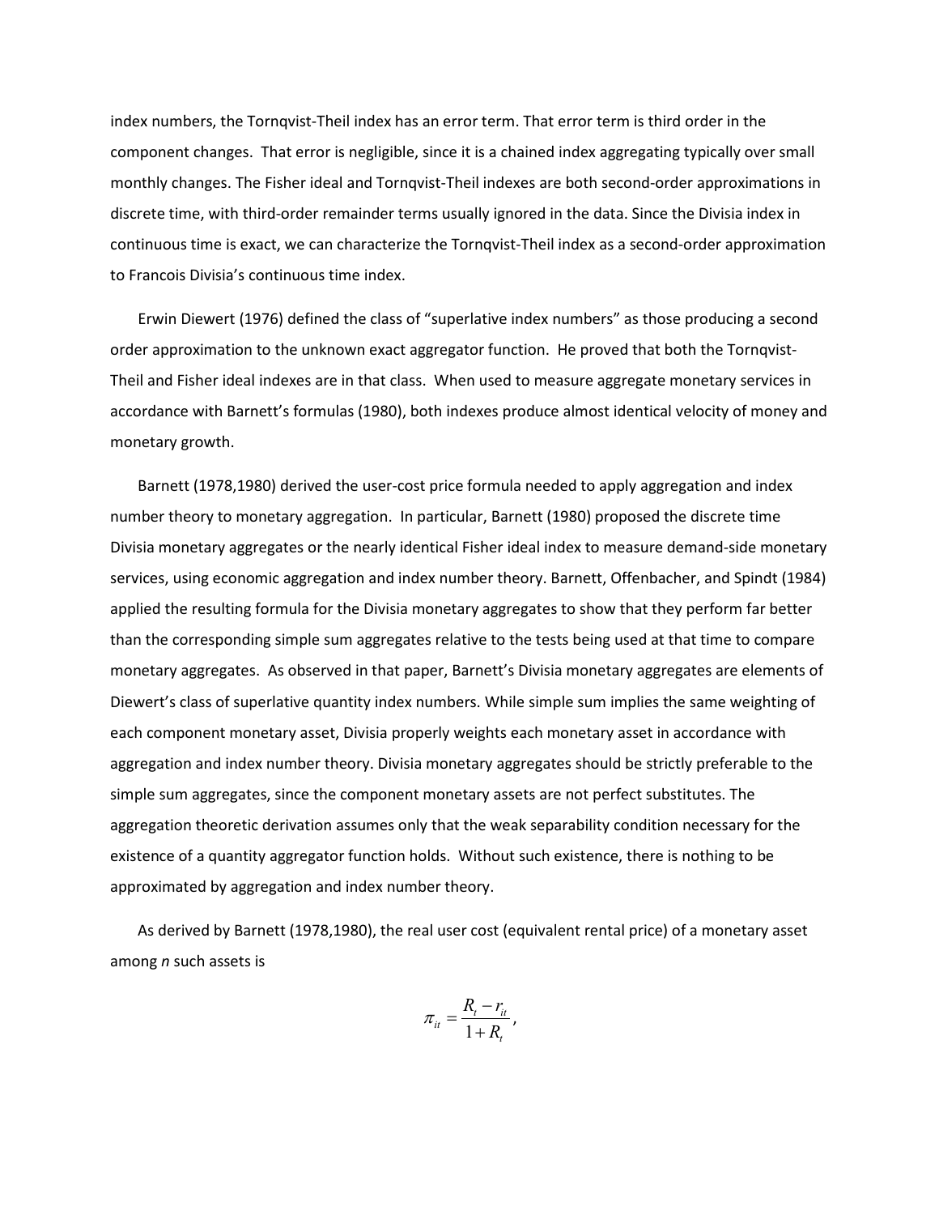index numbers, the Tornqvist-Theil index has an error term. That error term is third order in the component changes. That error is negligible, since it is a chained index aggregating typically over small monthly changes. The Fisher ideal and Tornqvist-Theil indexes are both second-order approximations in discrete time, with third-order remainder terms usually ignored in the data. Since the Divisia index in continuous time is exact, we can characterize the Tornqvist-Theil index as a second-order approximation to Francois Divisia's continuous time index.

Erwin Diewert (1976) defined the class of "superlative index numbers" as those producing a second order approximation to the unknown exact aggregator function. He proved that both the Tornqvist-Theil and Fisher ideal indexes are in that class. When used to measure aggregate monetary services in accordance with Barnett's formulas (1980), both indexes produce almost identical velocity of money and monetary growth.

Barnett (1978,1980) derived the user-cost price formula needed to apply aggregation and index number theory to monetary aggregation. In particular, Barnett (1980) proposed the discrete time Divisia monetary aggregates or the nearly identical Fisher ideal index to measure demand-side monetary services, using economic aggregation and index number theory. Barnett, Offenbacher, and Spindt (1984) applied the resulting formula for the Divisia monetary aggregates to show that they perform far better than the corresponding simple sum aggregates relative to the tests being used at that time to compare monetary aggregates. As observed in that paper, Barnett's Divisia monetary aggregates are elements of Diewert's class of superlative quantity index numbers. While simple sum implies the same weighting of each component monetary asset, Divisia properly weights each monetary asset in accordance with aggregation and index number theory. Divisia monetary aggregates should be strictly preferable to the simple sum aggregates, since the component monetary assets are not perfect substitutes. The aggregation theoretic derivation assumes only that the weak separability condition necessary for the existence of a quantity aggregator function holds. Without such existence, there is nothing to be approximated by aggregation and index number theory.

As derived by Barnett (1978,1980), the real user cost (equivalent rental price) of a monetary asset among *n* such assets is

$$\pi_{it} = \frac{R_t - r_{it}}{1 + R_t},$$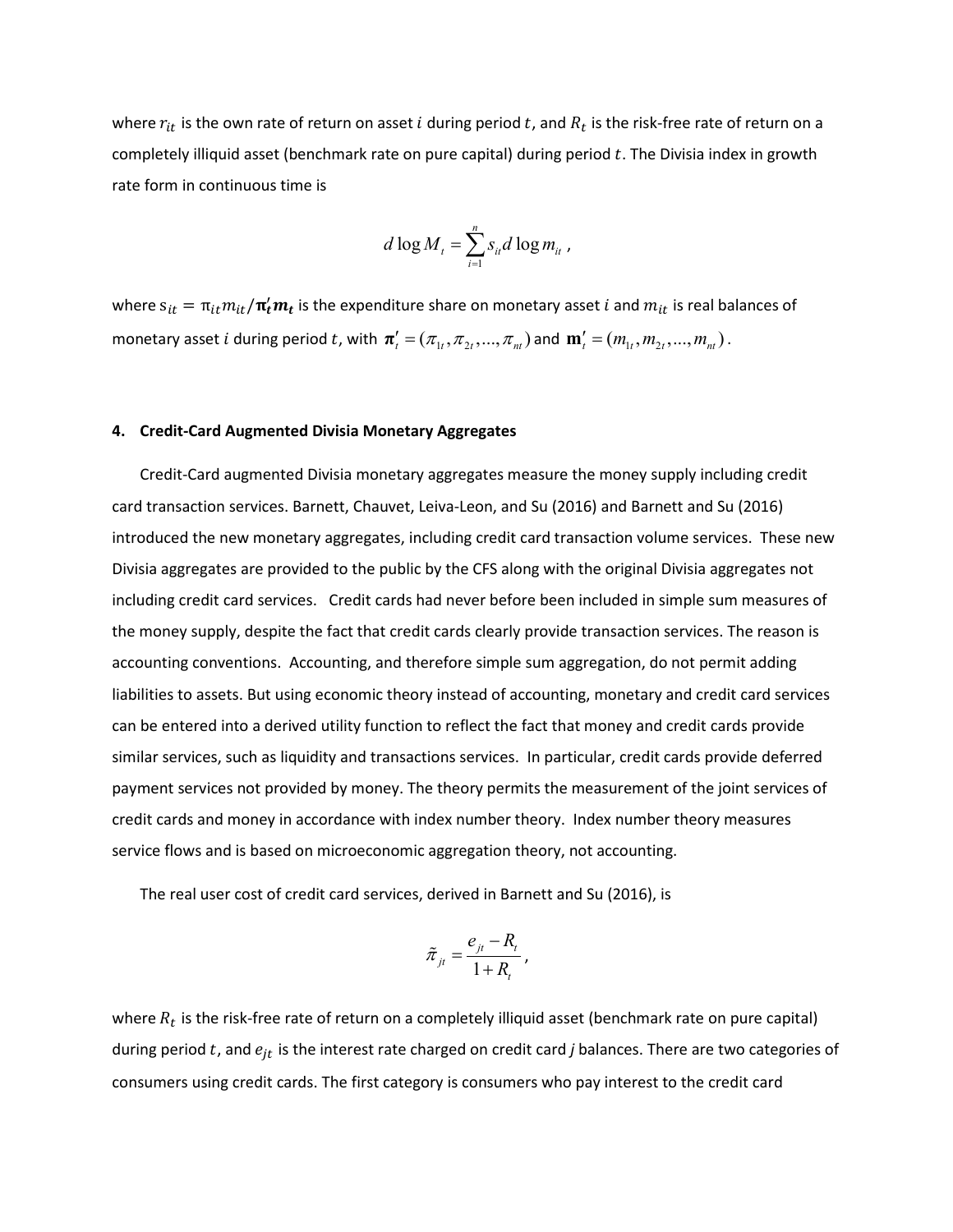where $r_{it}$ is the own rate of return on asset $i$ during period $t$, and $R_t$ is the risk-free rate of return on a completely illiquid asset (benchmark rate on pure capital) during period $t$. The Divisia index in growth rate form in continuous time is

$$d \log M_t = \sum_{i=1}^{n} s_{it} d \log m_{it} \,,$$

where $s_{it} = \pi_{it} m_{it} / \boldsymbol{\pi}_t' \boldsymbol{m}_t$ is the expenditure share on monetary asset $i$ and $m_{it}$ is real balances of monetary asset $i$ during period $t$, with $\boldsymbol{\pi}_t' = (\pi_{1t}, \pi_{2t}, ..., \pi_{nt})$ and $\mathbf{m}_t' = (m_{1t}, m_{2t}, ..., m_{nt})$.

#### 4. Credit-Card Augmented Divisia Monetary Aggregates

Credit-Card augmented Divisia monetary aggregates measure the money supply including credit card transaction services. Barnett, Chauvet, Leiva-Leon, and Su (2016) and Barnett and Su (2016) introduced the new monetary aggregates, including credit card transaction volume services. These new Divisia aggregates are provided to the public by the CFS along with the original Divisia aggregates not including credit card services. Credit cards had never before been included in simple sum measures of the money supply, despite the fact that credit cards clearly provide transaction services. The reason is accounting conventions. Accounting, and therefore simple sum aggregation, do not permit adding liabilities to assets. But using economic theory instead of accounting, monetary and credit card services can be entered into a derived utility function to reflect the fact that money and credit cards provide similar services, such as liquidity and transactions services. In particular, credit cards provide deferred payment services not provided by money. The theory permits the measurement of the joint services of credit cards and money in accordance with index number theory. Index number theory measures service flows and is based on microeconomic aggregation theory, not accounting.

The real user cost of credit card services, derived in Barnett and Su (2016), is

$$\tilde{\pi}_{jt} = \frac{e_{jt} - R_t}{1 + R_t} \,,$$

where $R_t$ is the risk-free rate of return on a completely illiquid asset (benchmark rate on pure capital) during period $t$, and $e_{jt}$ is the interest rate charged on credit card $j$ balances. There are two categories of consumers using credit cards. The first category is consumers who pay interest to the credit card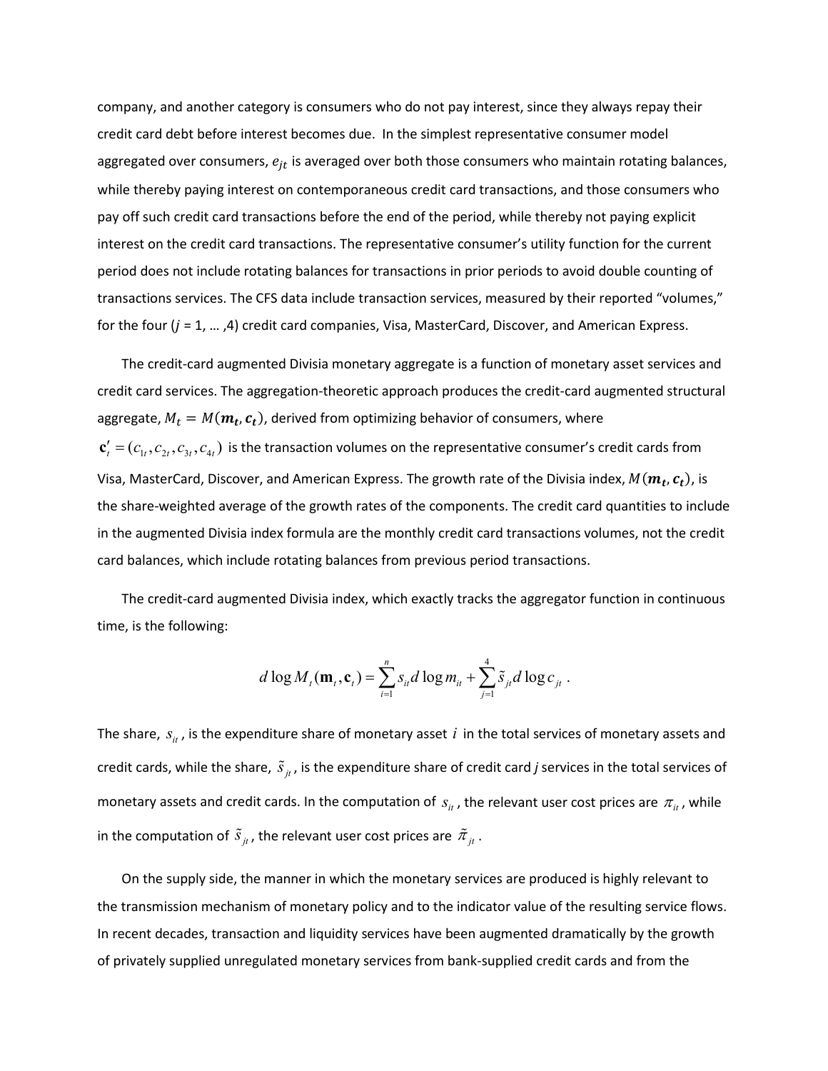company, and another category is consumers who do not pay interest, since they always repay their credit card debt before interest becomes due. In the simplest representative consumer model aggregated over consumers, $e_{jt}$ is averaged over both those consumers who maintain rotating balances, while thereby paying interest on contemporaneous credit card transactions, and those consumers who pay off such credit card transactions before the end of the period, while thereby not paying explicit interest on the credit card transactions. The representative consumer's utility function for the current period does not include rotating balances for transactions in prior periods to avoid double counting of transactions services. The CFS data include transaction services, measured by their reported "volumes," for the four ($j$ = 1, … ,4) credit card companies, Visa, MasterCard, Discover, and American Express.

The credit-card augmented Divisia monetary aggregate is a function of monetary asset services and credit card services. The aggregation-theoretic approach produces the credit-card augmented structural aggregate, $M_t = M(\boldsymbol{m_t}, \boldsymbol{c_t})$, derived from optimizing behavior of consumers, where $\mathbf{c}_t' = (c_{1t}, c_{2t}, c_{3t}, c_{4t})$ is the transaction volumes on the representative consumer's credit cards from Visa, MasterCard, Discover, and American Express. The growth rate of the Divisia index, $M(\boldsymbol{m_t}, \boldsymbol{c_t})$, is the share-weighted average of the growth rates of the components. The credit card quantities to include in the augmented Divisia index formula are the monthly credit card transactions volumes, not the credit card balances, which include rotating balances from previous period transactions.

The credit-card augmented Divisia index, which exactly tracks the aggregator function in continuous time, is the following:

$$d \log M_t(\mathbf{m}_t, \mathbf{c}_t) = \sum_{i=1}^{n} s_{it} d \log m_{it} + \sum_{j=1}^{4} \tilde{s}_{jt} d \log c_{jt} .$$

The share, $s_{it}$, is the expenditure share of monetary asset $i$ in the total services of monetary assets and credit cards, while the share, $\tilde{s}_{jt}$, is the expenditure share of credit card $j$ services in the total services of monetary assets and credit cards. In the computation of $s_{it}$, the relevant user cost prices are $\pi_{it}$, while in the computation of $\tilde{s}_{jt}$, the relevant user cost prices are $\tilde{\pi}_{jt}$.

On the supply side, the manner in which the monetary services are produced is highly relevant to the transmission mechanism of monetary policy and to the indicator value of the resulting service flows. In recent decades, transaction and liquidity services have been augmented dramatically by the growth of privately supplied unregulated monetary services from bank-supplied credit cards and from the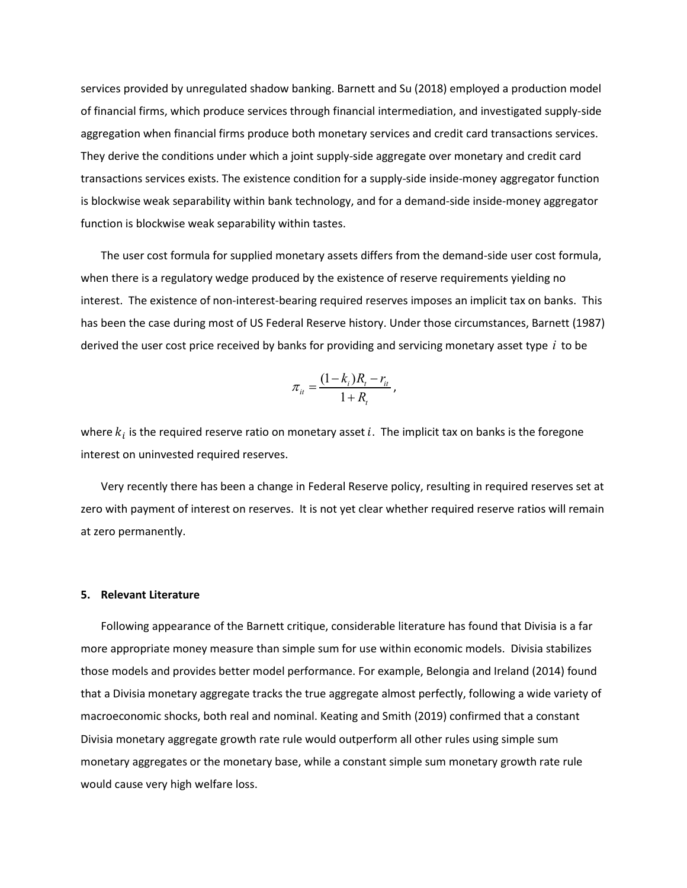services provided by unregulated shadow banking. Barnett and Su (2018) employed a production model of financial firms, which produce services through financial intermediation, and investigated supply-side aggregation when financial firms produce both monetary services and credit card transactions services. They derive the conditions under which a joint supply-side aggregate over monetary and credit card transactions services exists. The existence condition for a supply-side inside-money aggregator function is blockwise weak separability within bank technology, and for a demand-side inside-money aggregator function is blockwise weak separability within tastes.

The user cost formula for supplied monetary assets differs from the demand-side user cost formula, when there is a regulatory wedge produced by the existence of reserve requirements yielding no interest. The existence of non-interest-bearing required reserves imposes an implicit tax on banks. This has been the case during most of US Federal Reserve history. Under those circumstances, Barnett (1987) derived the user cost price received by banks for providing and servicing monetary asset type $i$ to be

$$\pi_{it} = \frac{(1-k_i)R_t - r_{it}}{1+R_t},$$

where $k_i$ is the required reserve ratio on monetary asset $i$. The implicit tax on banks is the foregone interest on uninvested required reserves.

Very recently there has been a change in Federal Reserve policy, resulting in required reserves set at zero with payment of interest on reserves. It is not yet clear whether required reserve ratios will remain at zero permanently.

## 5. Relevant Literature

Following appearance of the Barnett critique, considerable literature has found that Divisia is a far more appropriate money measure than simple sum for use within economic models. Divisia stabilizes those models and provides better model performance. For example, Belongia and Ireland (2014) found that a Divisia monetary aggregate tracks the true aggregate almost perfectly, following a wide variety of macroeconomic shocks, both real and nominal. Keating and Smith (2019) confirmed that a constant Divisia monetary aggregate growth rate rule would outperform all other rules using simple sum monetary aggregates or the monetary base, while a constant simple sum monetary growth rate rule would cause very high welfare loss.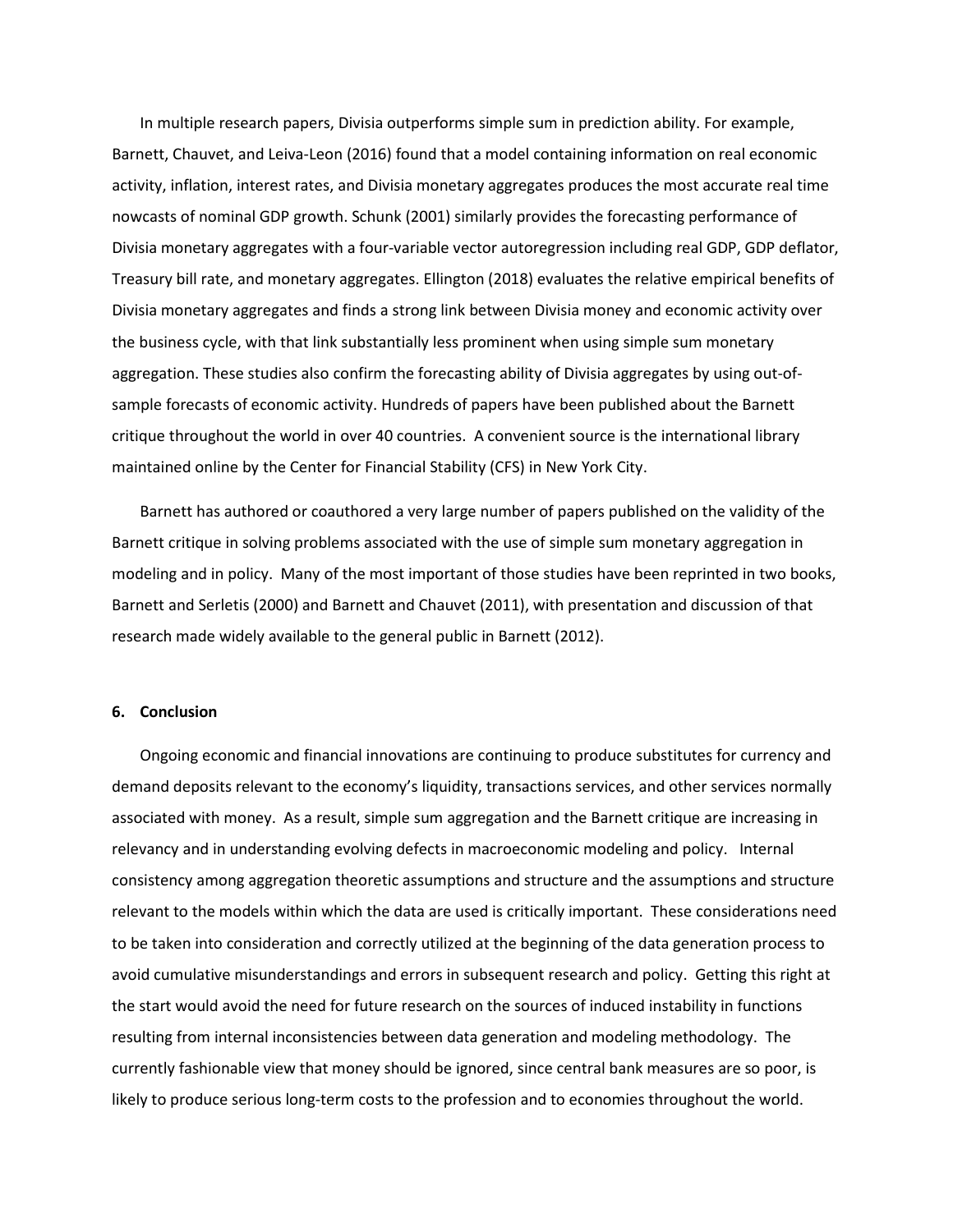In multiple research papers, Divisia outperforms simple sum in prediction ability. For example, Barnett, Chauvet, and Leiva-Leon (2016) found that a model containing information on real economic activity, inflation, interest rates, and Divisia monetary aggregates produces the most accurate real time nowcasts of nominal GDP growth. Schunk (2001) similarly provides the forecasting performance of Divisia monetary aggregates with a four-variable vector autoregression including real GDP, GDP deflator, Treasury bill rate, and monetary aggregates. Ellington (2018) evaluates the relative empirical benefits of Divisia monetary aggregates and finds a strong link between Divisia money and economic activity over the business cycle, with that link substantially less prominent when using simple sum monetary aggregation. These studies also confirm the forecasting ability of Divisia aggregates by using out-of-sample forecasts of economic activity. Hundreds of papers have been published about the Barnett critique throughout the world in over 40 countries. A convenient source is the international library maintained online by the Center for Financial Stability (CFS) in New York City.

Barnett has authored or coauthored a very large number of papers published on the validity of the Barnett critique in solving problems associated with the use of simple sum monetary aggregation in modeling and in policy. Many of the most important of those studies have been reprinted in two books, Barnett and Serletis (2000) and Barnett and Chauvet (2011), with presentation and discussion of that research made widely available to the general public in Barnett (2012).

## 6. Conclusion

Ongoing economic and financial innovations are continuing to produce substitutes for currency and demand deposits relevant to the economy's liquidity, transactions services, and other services normally associated with money. As a result, simple sum aggregation and the Barnett critique are increasing in relevancy and in understanding evolving defects in macroeconomic modeling and policy. Internal consistency among aggregation theoretic assumptions and structure and the assumptions and structure relevant to the models within which the data are used is critically important. These considerations need to be taken into consideration and correctly utilized at the beginning of the data generation process to avoid cumulative misunderstandings and errors in subsequent research and policy. Getting this right at the start would avoid the need for future research on the sources of induced instability in functions resulting from internal inconsistencies between data generation and modeling methodology. The currently fashionable view that money should be ignored, since central bank measures are so poor, is likely to produce serious long-term costs to the profession and to economies throughout the world.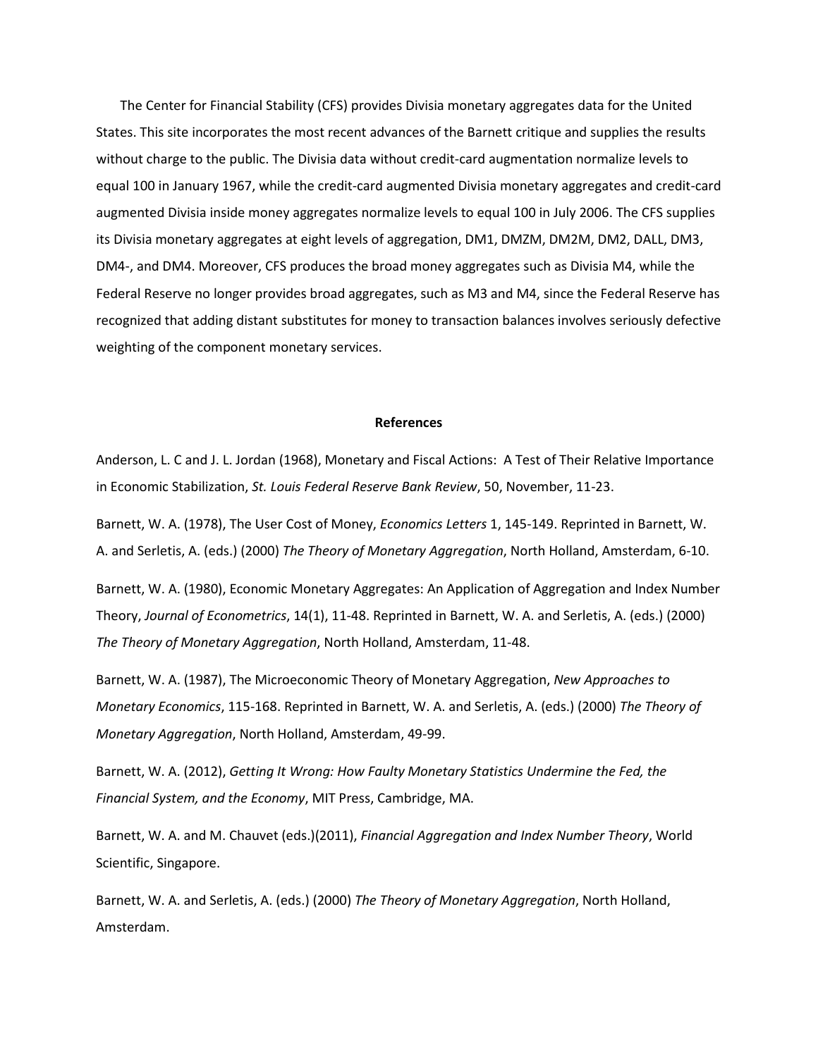The Center for Financial Stability (CFS) provides Divisia monetary aggregates data for the United States. This site incorporates the most recent advances of the Barnett critique and supplies the results without charge to the public. The Divisia data without credit-card augmentation normalize levels to equal 100 in January 1967, while the credit-card augmented Divisia monetary aggregates and credit-card augmented Divisia inside money aggregates normalize levels to equal 100 in July 2006. The CFS supplies its Divisia monetary aggregates at eight levels of aggregation, DM1, DMZM, DM2M, DM2, DALL, DM3, DM4-, and DM4. Moreover, CFS produces the broad money aggregates such as Divisia M4, while the Federal Reserve no longer provides broad aggregates, such as M3 and M4, since the Federal Reserve has recognized that adding distant substitutes for money to transaction balances involves seriously defective weighting of the component monetary services.

## References

Anderson, L. C and J. L. Jordan (1968), Monetary and Fiscal Actions: A Test of Their Relative Importance in Economic Stabilization, *St. Louis Federal Reserve Bank Review*, 50, November, 11-23.

Barnett, W. A. (1978), The User Cost of Money, *Economics Letters* 1, 145-149. Reprinted in Barnett, W. A. and Serletis, A. (eds.) (2000) *The Theory of Monetary Aggregation*, North Holland, Amsterdam, 6-10.

Barnett, W. A. (1980), Economic Monetary Aggregates: An Application of Aggregation and Index Number Theory, *Journal of Econometrics*, 14(1), 11-48. Reprinted in Barnett, W. A. and Serletis, A. (eds.) (2000) *The Theory of Monetary Aggregation*, North Holland, Amsterdam, 11-48.

Barnett, W. A. (1987), The Microeconomic Theory of Monetary Aggregation, *New Approaches to Monetary Economics*, 115-168. Reprinted in Barnett, W. A. and Serletis, A. (eds.) (2000) *The Theory of Monetary Aggregation*, North Holland, Amsterdam, 49-99.

Barnett, W. A. (2012), *Getting It Wrong: How Faulty Monetary Statistics Undermine the Fed, the Financial System, and the Economy*, MIT Press, Cambridge, MA.

Barnett, W. A. and M. Chauvet (eds.)(2011), *Financial Aggregation and Index Number Theory*, World Scientific, Singapore.

Barnett, W. A. and Serletis, A. (eds.) (2000) *The Theory of Monetary Aggregation*, North Holland, Amsterdam.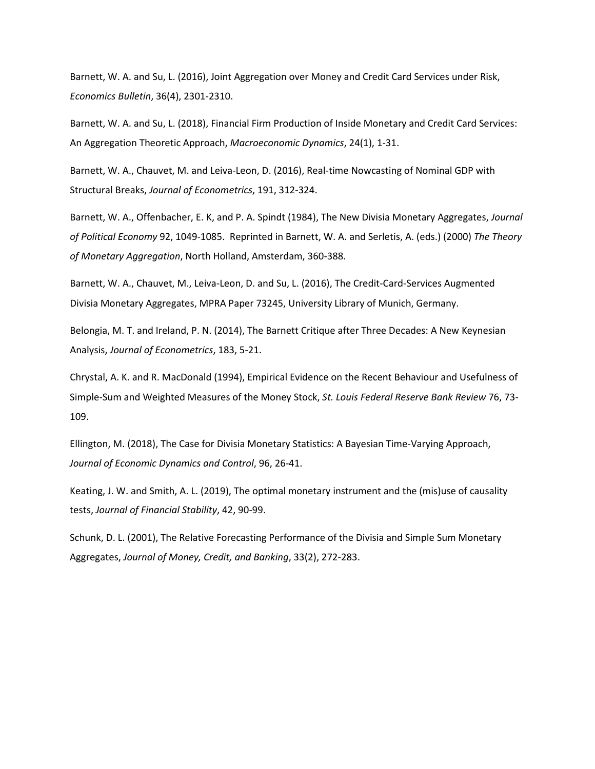Barnett, W. A. and Su, L. (2016), Joint Aggregation over Money and Credit Card Services under Risk, *Economics Bulletin*, 36(4), 2301-2310.

Barnett, W. A. and Su, L. (2018), Financial Firm Production of Inside Monetary and Credit Card Services: An Aggregation Theoretic Approach, *Macroeconomic Dynamics*, 24(1), 1-31.

Barnett, W. A., Chauvet, M. and Leiva-Leon, D. (2016), Real-time Nowcasting of Nominal GDP with Structural Breaks, *Journal of Econometrics*, 191, 312-324.

Barnett, W. A., Offenbacher, E. K, and P. A. Spindt (1984), The New Divisia Monetary Aggregates, *Journal of Political Economy* 92, 1049-1085. Reprinted in Barnett, W. A. and Serletis, A. (eds.) (2000) *The Theory of Monetary Aggregation*, North Holland, Amsterdam, 360-388.

Barnett, W. A., Chauvet, M., Leiva-Leon, D. and Su, L. (2016), The Credit-Card-Services Augmented Divisia Monetary Aggregates, MPRA Paper 73245, University Library of Munich, Germany.

Belongia, M. T. and Ireland, P. N. (2014), The Barnett Critique after Three Decades: A New Keynesian Analysis, *Journal of Econometrics*, 183, 5-21.

Chrystal, A. K. and R. MacDonald (1994), Empirical Evidence on the Recent Behaviour and Usefulness of Simple-Sum and Weighted Measures of the Money Stock, *St. Louis Federal Reserve Bank Review* 76, 73-109.

Ellington, M. (2018), The Case for Divisia Monetary Statistics: A Bayesian Time-Varying Approach, *Journal of Economic Dynamics and Control*, 96, 26-41.

Keating, J. W. and Smith, A. L. (2019), The optimal monetary instrument and the (mis)use of causality tests, *Journal of Financial Stability*, 42, 90-99.

Schunk, D. L. (2001), The Relative Forecasting Performance of the Divisia and Simple Sum Monetary Aggregates, *Journal of Money, Credit, and Banking*, 33(2), 272-283.